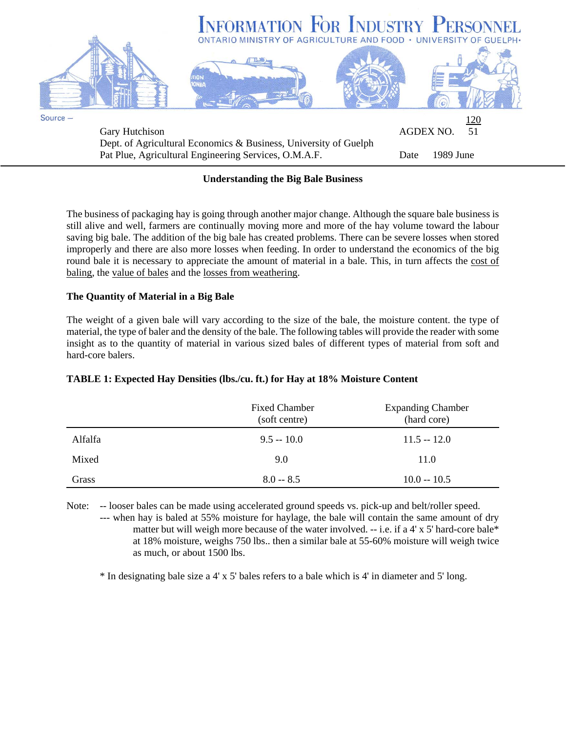# Information For Industry Personnel

ONTARIO MINISTRY OF AGRICULTURE AND FOOD • UNIVERSITY OF GUELPH•

Source –

Gary Hutchison
Dept. of Agricultural Economics & Business, University of Guelph
Pat Plue, Agricultural Engineering Services, O.M.A.F.

AGDEX NO. 120/51

Date 1989 June

## Understanding the Big Bale Business

The business of packaging hay is going through another major change. Although the square bale business is still alive and well, farmers are continually moving more and more of the hay volume toward the labour saving big bale. The addition of the big bale has created problems. There can be severe losses when stored improperly and there are also more losses when feeding. In order to understand the economics of the big round bale it is necessary to appreciate the amount of material in a bale. This, in turn affects the cost of baling, the value of bales and the losses from weathering.

### The Quantity of Material in a Big Bale

The weight of a given bale will vary according to the size of the bale, the moisture content. the type of material, the type of baler and the density of the bale. The following tables will provide the reader with some insight as to the quantity of material in various sized bales of different types of material from soft and hard-core balers.

**TABLE 1: Expected Hay Densities (lbs./cu. ft.) for Hay at 18% Moisture Content**

| | Fixed Chamber (soft centre) | Expanding Chamber (hard core) |
|---|---|---|
| Alfalfa | 9.5 -- 10.0 | 11.5 -- 12.0 |
| Mixed | 9.0 | 11.0 |
| Grass | 8.0 -- 8.5 | 10.0 -- 10.5 |

Note: -- looser bales can be made using accelerated ground speeds vs. pick-up and belt/roller speed.
--- when hay is baled at 55% moisture for haylage, the bale will contain the same amount of dry matter but will weigh more because of the water involved. -- i.e. if a 4' x 5' hard-core bale* at 18% moisture, weighs 750 lbs.. then a similar bale at 55-60% moisture will weigh twice as much, or about 1500 lbs.

* In designating bale size a 4' x 5' bales refers to a bale which is 4' in diameter and 5' long.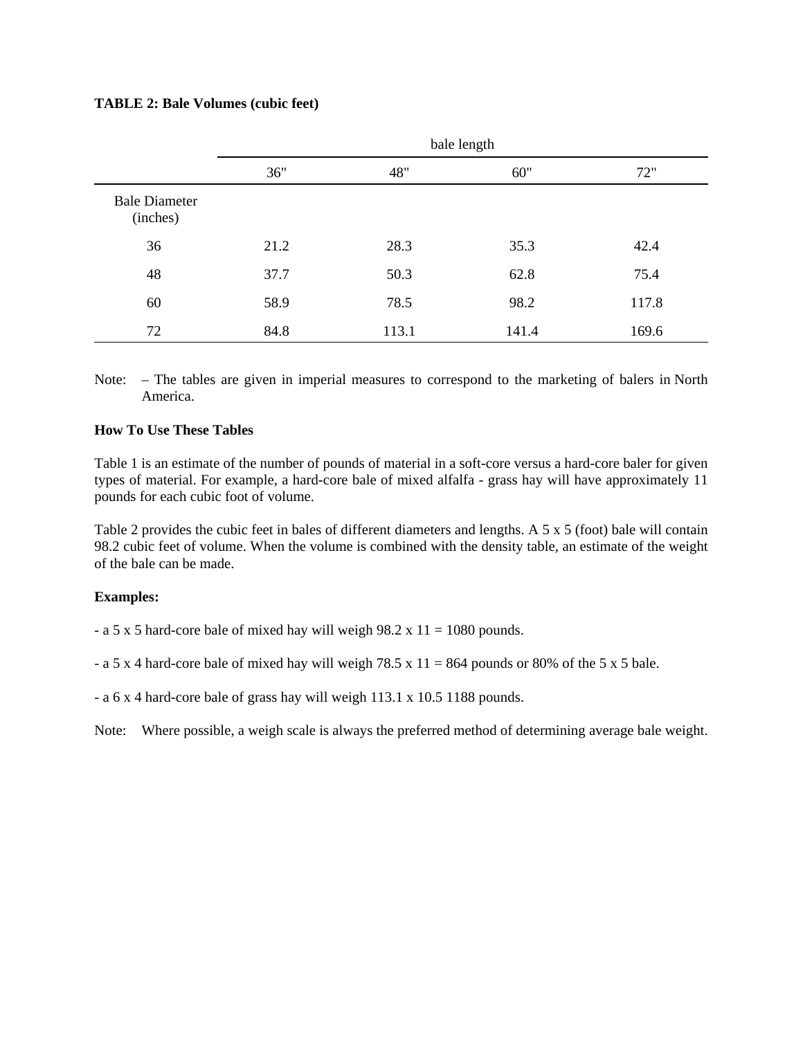**TABLE 2: Bale Volumes (cubic feet)**

| | bale length | | | |
|---|---|---|---|---|
| | 36" | 48" | 60" | 72" |
| Bale Diameter (inches) | | | | |
| 36 | 21.2 | 28.3 | 35.3 | 42.4 |
| 48 | 37.7 | 50.3 | 62.8 | 75.4 |
| 60 | 58.9 | 78.5 | 98.2 | 117.8 |
| 72 | 84.8 | 113.1 | 141.4 | 169.6 |

Note: – The tables are given in imperial measures to correspond to the marketing of balers in North America.

**How To Use These Tables**

Table 1 is an estimate of the number of pounds of material in a soft-core versus a hard-core baler for given types of material. For example, a hard-core bale of mixed alfalfa - grass hay will have approximately 11 pounds for each cubic foot of volume.

Table 2 provides the cubic feet in bales of different diameters and lengths. A 5 x 5 (foot) bale will contain 98.2 cubic feet of volume. When the volume is combined with the density table, an estimate of the weight of the bale can be made.

**Examples:**

- a 5 x 5 hard-core bale of mixed hay will weigh 98.2 x 11 = 1080 pounds.

- a 5 x 4 hard-core bale of mixed hay will weigh 78.5 x 11 = 864 pounds or 80% of the 5 x 5 bale.

- a 6 x 4 hard-core bale of grass hay will weigh 113.1 x 10.5 1188 pounds.

Note: Where possible, a weigh scale is always the preferred method of determining average bale weight.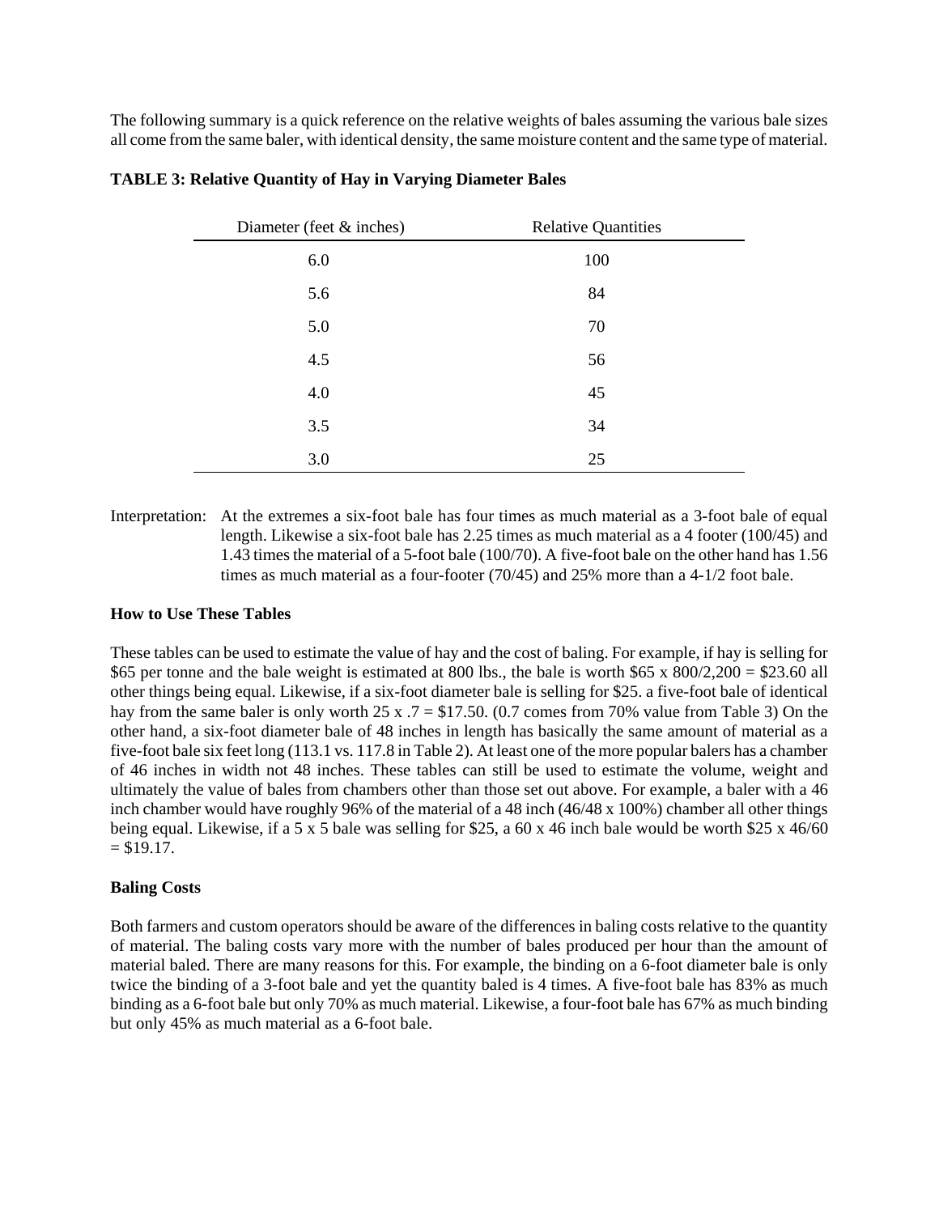The following summary is a quick reference on the relative weights of bales assuming the various bale sizes all come from the same baler, with identical density, the same moisture content and the same type of material.

**TABLE 3: Relative Quantity of Hay in Varying Diameter Bales**

| Diameter (feet & inches) | Relative Quantities |
|---|---|
| 6.0 | 100 |
| 5.6 | 84 |
| 5.0 | 70 |
| 4.5 | 56 |
| 4.0 | 45 |
| 3.5 | 34 |
| 3.0 | 25 |

Interpretation: At the extremes a six-foot bale has four times as much material as a 3-foot bale of equal length. Likewise a six-foot bale has 2.25 times as much material as a 4 footer (100/45) and 1.43 times the material of a 5-foot bale (100/70). A five-foot bale on the other hand has 1.56 times as much material as a four-footer (70/45) and 25% more than a 4-1/2 foot bale.

**How to Use These Tables**

These tables can be used to estimate the value of hay and the cost of baling. For example, if hay is selling for \$65 per tonne and the bale weight is estimated at 800 lbs., the bale is worth \$65 x 800/2,200 = \$23.60 all other things being equal. Likewise, if a six-foot diameter bale is selling for \$25. a five-foot bale of identical hay from the same baler is only worth 25 x .7 = \$17.50. (0.7 comes from 70% value from Table 3) On the other hand, a six-foot diameter bale of 48 inches in length has basically the same amount of material as a five-foot bale six feet long (113.1 vs. 117.8 in Table 2). At least one of the more popular balers has a chamber of 46 inches in width not 48 inches. These tables can still be used to estimate the volume, weight and ultimately the value of bales from chambers other than those set out above. For example, a baler with a 46 inch chamber would have roughly 96% of the material of a 48 inch (46/48 x 100%) chamber all other things being equal. Likewise, if a 5 x 5 bale was selling for \$25, a 60 x 46 inch bale would be worth \$25 x 46/60 = \$19.17.

**Baling Costs**

Both farmers and custom operators should be aware of the differences in baling costs relative to the quantity of material. The baling costs vary more with the number of bales produced per hour than the amount of material baled. There are many reasons for this. For example, the binding on a 6-foot diameter bale is only twice the binding of a 3-foot bale and yet the quantity baled is 4 times. A five-foot bale has 83% as much binding as a 6-foot bale but only 70% as much material. Likewise, a four-foot bale has 67% as much binding but only 45% as much material as a 6-foot bale.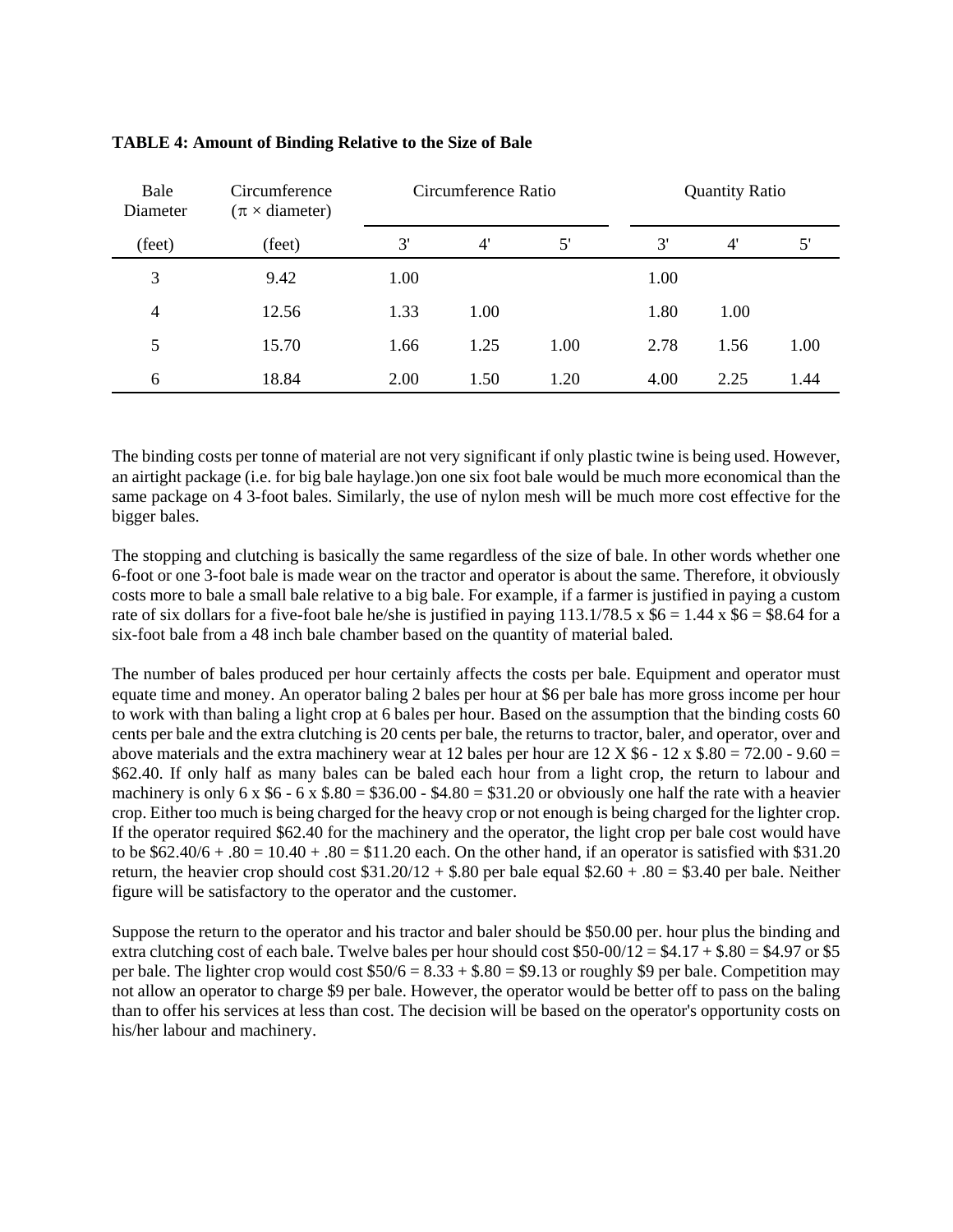**TABLE 4: Amount of Binding Relative to the Size of Bale**

| Bale Diameter | Circumference ($\pi \times$ diameter) | Circumference Ratio | | | Quantity Ratio | | |
|---|---|---|---|---|---|---|---|
| (feet) | (feet) | 3' | 4' | 5' | 3' | 4' | 5' |
| 3 | 9.42 | 1.00 | | | 1.00 | | |
| 4 | 12.56 | 1.33 | 1.00 | | 1.80 | 1.00 | |
| 5 | 15.70 | 1.66 | 1.25 | 1.00 | 2.78 | 1.56 | 1.00 |
| 6 | 18.84 | 2.00 | 1.50 | 1.20 | 4.00 | 2.25 | 1.44 |

The binding costs per tonne of material are not very significant if only plastic twine is being used. However, an airtight package (i.e. for big bale haylage.)on one six foot bale would be much more economical than the same package on 4 3-foot bales. Similarly, the use of nylon mesh will be much more cost effective for the bigger bales.

The stopping and clutching is basically the same regardless of the size of bale. In other words whether one 6-foot or one 3-foot bale is made wear on the tractor and operator is about the same. Therefore, it obviously costs more to bale a small bale relative to a big bale. For example, if a farmer is justified in paying a custom rate of six dollars for a five-foot bale he/she is justified in paying 113.1/78.5 x \$6 = 1.44 x \$6 = \$8.64 for a six-foot bale from a 48 inch bale chamber based on the quantity of material baled.

The number of bales produced per hour certainly affects the costs per bale. Equipment and operator must equate time and money. An operator baling 2 bales per hour at \$6 per bale has more gross income per hour to work with than baling a light crop at 6 bales per hour. Based on the assumption that the binding costs 60 cents per bale and the extra clutching is 20 cents per bale, the returns to tractor, baler, and operator, over and above materials and the extra machinery wear at 12 bales per hour are 12 X \$6 - 12 x \$.80 = 72.00 - 9.60 = \$62.40. If only half as many bales can be baled each hour from a light crop, the return to labour and machinery is only 6 x \$6 - 6 x \$.80 = \$36.00 - \$4.80 = \$31.20 or obviously one half the rate with a heavier crop. Either too much is being charged for the heavy crop or not enough is being charged for the lighter crop. If the operator required \$62.40 for the machinery and the operator, the light crop per bale cost would have to be \$62.40/6 + .80 = 10.40 + .80 = \$11.20 each. On the other hand, if an operator is satisfied with \$31.20 return, the heavier crop should cost \$31.20/12 + \$.80 per bale equal \$2.60 + .80 = \$3.40 per bale. Neither figure will be satisfactory to the operator and the customer.

Suppose the return to the operator and his tractor and baler should be \$50.00 per. hour plus the binding and extra clutching cost of each bale. Twelve bales per hour should cost \$50-00/12 = \$4.17 + \$.80 = \$4.97 or \$5 per bale. The lighter crop would cost \$50/6 = 8.33 + \$.80 = \$9.13 or roughly \$9 per bale. Competition may not allow an operator to charge \$9 per bale. However, the operator would be better off to pass on the baling than to offer his services at less than cost. The decision will be based on the operator's opportunity costs on his/her labour and machinery.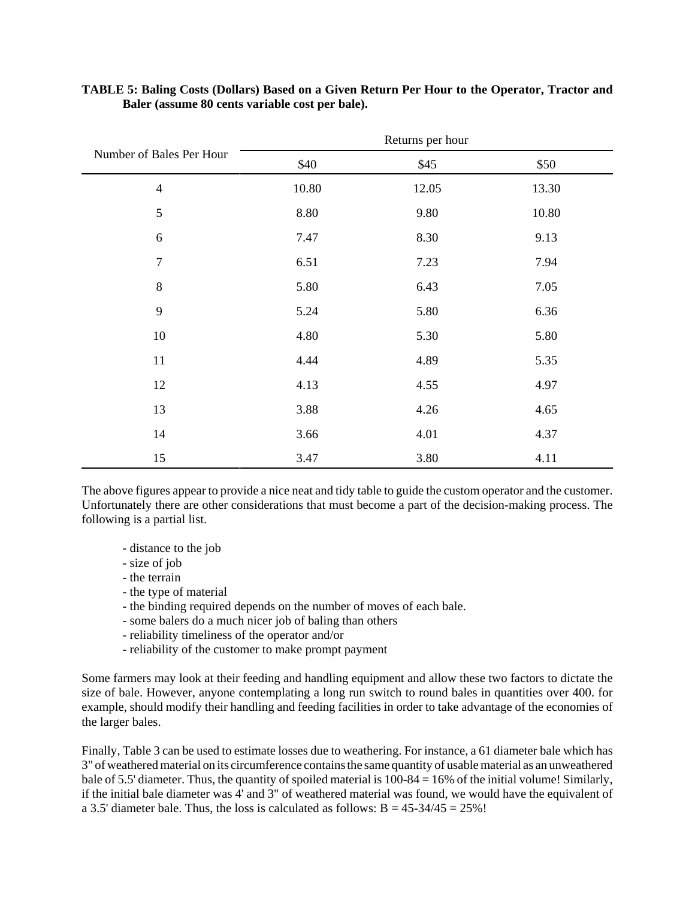**TABLE 5: Baling Costs (Dollars) Based on a Given Return Per Hour to the Operator, Tractor and Baler (assume 80 cents variable cost per bale).**

| Number of Bales Per Hour | Returns per hour | | |
|---|---|---|---|
| | $40 | $45 | $50 |
| 4 | 10.80 | 12.05 | 13.30 |
| 5 | 8.80 | 9.80 | 10.80 |
| 6 | 7.47 | 8.30 | 9.13 |
| 7 | 6.51 | 7.23 | 7.94 |
| 8 | 5.80 | 6.43 | 7.05 |
| 9 | 5.24 | 5.80 | 6.36 |
| 10 | 4.80 | 5.30 | 5.80 |
| 11 | 4.44 | 4.89 | 5.35 |
| 12 | 4.13 | 4.55 | 4.97 |
| 13 | 3.88 | 4.26 | 4.65 |
| 14 | 3.66 | 4.01 | 4.37 |
| 15 | 3.47 | 3.80 | 4.11 |

The above figures appear to provide a nice neat and tidy table to guide the custom operator and the customer. Unfortunately there are other considerations that must become a part of the decision-making process. The following is a partial list.

- distance to the job
- size of job
- the terrain
- the type of material
- the binding required depends on the number of moves of each bale.
- some balers do a much nicer job of baling than others
- reliability timeliness of the operator and/or
- reliability of the customer to make prompt payment

Some farmers may look at their feeding and handling equipment and allow these two factors to dictate the size of bale. However, anyone contemplating a long run switch to round bales in quantities over 400. for example, should modify their handling and feeding facilities in order to take advantage of the economies of the larger bales.

Finally, Table 3 can be used to estimate losses due to weathering. For instance, a 61 diameter bale which has 3" of weathered material on its circumference contains the same quantity of usable material as an unweathered bale of 5.5' diameter. Thus, the quantity of spoiled material is 100-84 = 16% of the initial volume! Similarly, if the initial bale diameter was 4' and 3" of weathered material was found, we would have the equivalent of a 3.5' diameter bale. Thus, the loss is calculated as follows: B = 45-34/45 = 25%!